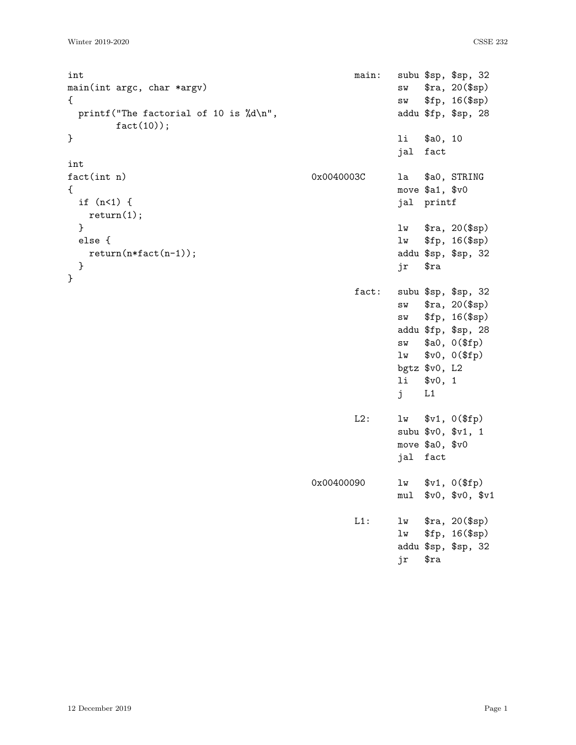```c
int
main(int argc, char *argv)
{
  printf("The factorial of 10 is %d\n",
         fact(10));
}

int
fact(int n)
{
  if (n<1) {
    return(1);
  }
  else {
    return(n*fact(n-1));
  }
}
```

```
      main:   subu $sp, $sp, 32
              sw   $ra, 20($sp)
              sw   $fp, 16($sp)
              addu $fp, $sp, 28

              li   $a0, 10
              jal  fact

0x0040003C    la   $a0, STRING
              move $a1, $v0
              jal  printf

              lw   $ra, 20($sp)
              lw   $fp, 16($sp)
              addu $sp, $sp, 32
              jr   $ra

      fact:   subu $sp, $sp, 32
              sw   $ra, 20($sp)
              sw   $fp, 16($sp)
              addu $fp, $sp, 28
              sw   $a0, 0($fp)
              lw   $v0, 0($fp)
              bgtz $v0, L2
              li   $v0, 1
              j    L1

        L2:   lw   $v1, 0($fp)
              subu $v0, $v1, 1
              move $a0, $v0
              jal  fact

0x00400090    lw   $v1, 0($fp)
              mul  $v0, $v0, $v1

        L1:   lw   $ra, 20($sp)
              lw   $fp, 16($sp)
              addu $sp, $sp, 32
              jr   $ra
```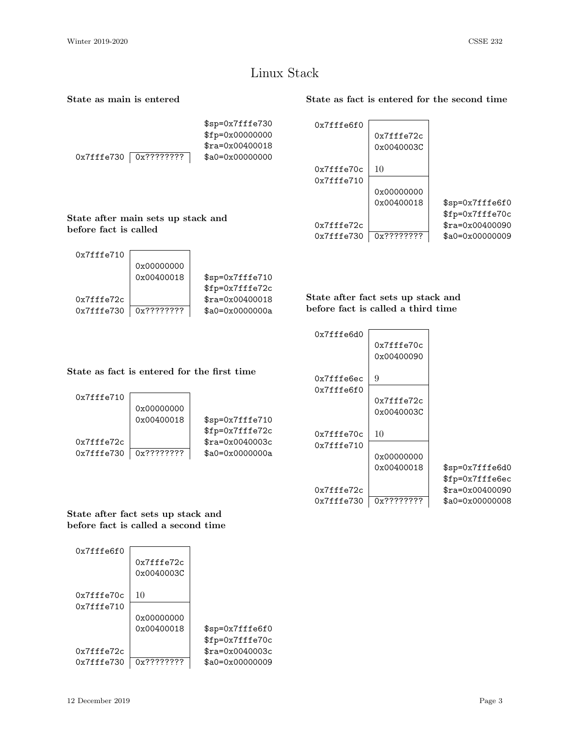# Linux Stack

**State as main is entered**

```
                              $sp=0x7fffe730
                              $fp=0x00000000
                              $ra=0x00400018
0x7fffe730 | 0x???????? |     $a0=0x00000000
```

**State after main sets up stack and before fact is called**

```
0x7fffe710 |            |
           | 0x00000000 |
           | 0x00400018 |     $sp=0x7fffe710
           |            |     $fp=0x7fffe72c
0x7fffe72c |            |     $ra=0x00400018
0x7fffe730 | 0x???????? |     $a0=0x0000000a
```

**State as fact is entered for the first time**

```
0x7fffe710 |            |
           | 0x00000000 |
           | 0x00400018 |     $sp=0x7fffe710
           |            |     $fp=0x7fffe72c
0x7fffe72c |            |     $ra=0x0040003c
0x7fffe730 | 0x???????? |     $a0=0x0000000a
```

**State after fact sets up stack and before fact is called a second time**

```
0x7fffe6f0 |            |
           | 0x7fffe72c |
           | 0x0040003C |
           |            |
0x7fffe70c | 10         |
0x7fffe710 |------------|
           | 0x00000000 |
           | 0x00400018 |     $sp=0x7fffe6f0
           |            |     $fp=0x7fffe70c
0x7fffe72c |            |     $ra=0x0040003c
0x7fffe730 | 0x???????? |     $a0=0x00000009
```

**State as fact is entered for the second time**

```
0x7fffe6f0 |            |
           | 0x7fffe72c |
           | 0x0040003C |
           |            |
0x7fffe70c | 10         |
0x7fffe710 |------------|
           | 0x00000000 |
           | 0x00400018 |     $sp=0x7fffe6f0
           |            |     $fp=0x7fffe70c
0x7fffe72c |            |     $ra=0x00400090
0x7fffe730 | 0x???????? |     $a0=0x00000009
```

**State after fact sets up stack and before fact is called a third time**

```
0x7fffe6d0 |            |
           | 0x7fffe70c |
           | 0x00400090 |
           |            |
0x7fffe6ec | 9          |
0x7fffe6f0 |------------|
           | 0x7fffe72c |
           | 0x0040003C |
           |            |
0x7fffe70c | 10         |
0x7fffe710 |------------|
           | 0x00000000 |
           | 0x00400018 |     $sp=0x7fffe6d0
           |            |     $fp=0x7fffe6ec
0x7fffe72c |            |     $ra=0x00400090
0x7fffe730 | 0x???????? |     $a0=0x00000008
```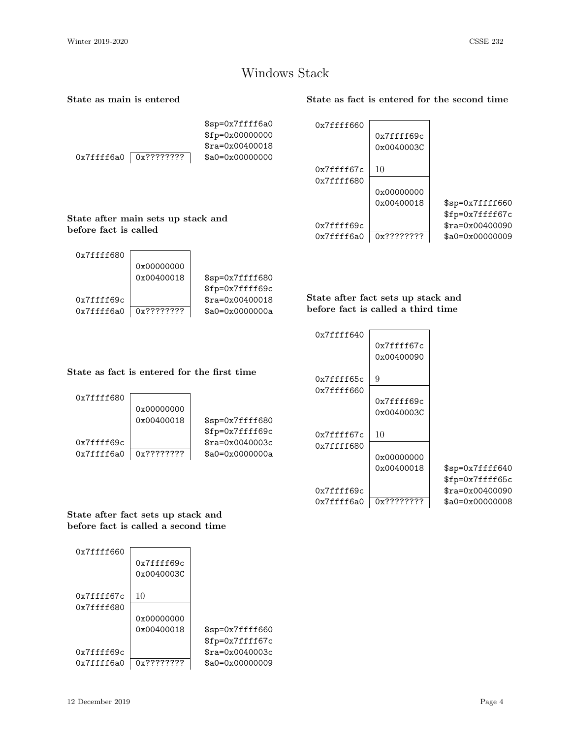# Windows Stack

**State as main is entered**

```
                              $sp=0x7ffff6a0
                              $fp=0x00000000
                              $ra=0x00400018
0x7ffff6a0 | 0x???????? |     $a0=0x00000000
```

**State after main sets up stack and before fact is called**

```
0x7ffff680 |            |
           | 0x00000000 |
           | 0x00400018 |     $sp=0x7ffff680
           |            |     $fp=0x7ffff69c
0x7ffff69c |            |     $ra=0x00400018
0x7ffff6a0 | 0x???????? |     $a0=0x0000000a
```

**State as fact is entered for the first time**

```
0x7ffff680 |            |
           | 0x00000000 |
           | 0x00400018 |     $sp=0x7ffff680
           |            |     $fp=0x7ffff69c
0x7ffff69c |            |     $ra=0x0040003c
0x7ffff6a0 | 0x???????? |     $a0=0x0000000a
```

**State after fact sets up stack and before fact is called a second time**

```
0x7ffff660 |            |
           | 0x7ffff69c |
           | 0x0040003C |
           |            |
0x7ffff67c | 10         |
0x7ffff680 |            |
           | 0x00000000 |
           | 0x00400018 |     $sp=0x7ffff660
           |            |     $fp=0x7ffff67c
0x7ffff69c |            |     $ra=0x0040003c
0x7ffff6a0 | 0x???????? |     $a0=0x00000009
```

**State as fact is entered for the second time**

```
0x7ffff660 |            |
           | 0x7ffff69c |
           | 0x0040003C |
           |            |
0x7ffff67c | 10         |
0x7ffff680 |            |
           | 0x00000000 |
           | 0x00400018 |     $sp=0x7ffff660
           |            |     $fp=0x7ffff67c
0x7ffff69c |            |     $ra=0x00400090
0x7ffff6a0 | 0x???????? |     $a0=0x00000009
```

**State after fact sets up stack and before fact is called a third time**

```
0x7ffff640 |            |
           | 0x7ffff67c |
           | 0x00400090 |
           |            |
0x7ffff65c | 9          |
0x7ffff660 |            |
           | 0x7ffff69c |
           | 0x0040003C |
           |            |
0x7ffff67c | 10         |
0x7ffff680 |            |
           | 0x00000000 |
           | 0x00400018 |     $sp=0x7ffff640
           |            |     $fp=0x7ffff65c
0x7ffff69c |            |     $ra=0x00400090
0x7ffff6a0 | 0x???????? |     $a0=0x00000008
```